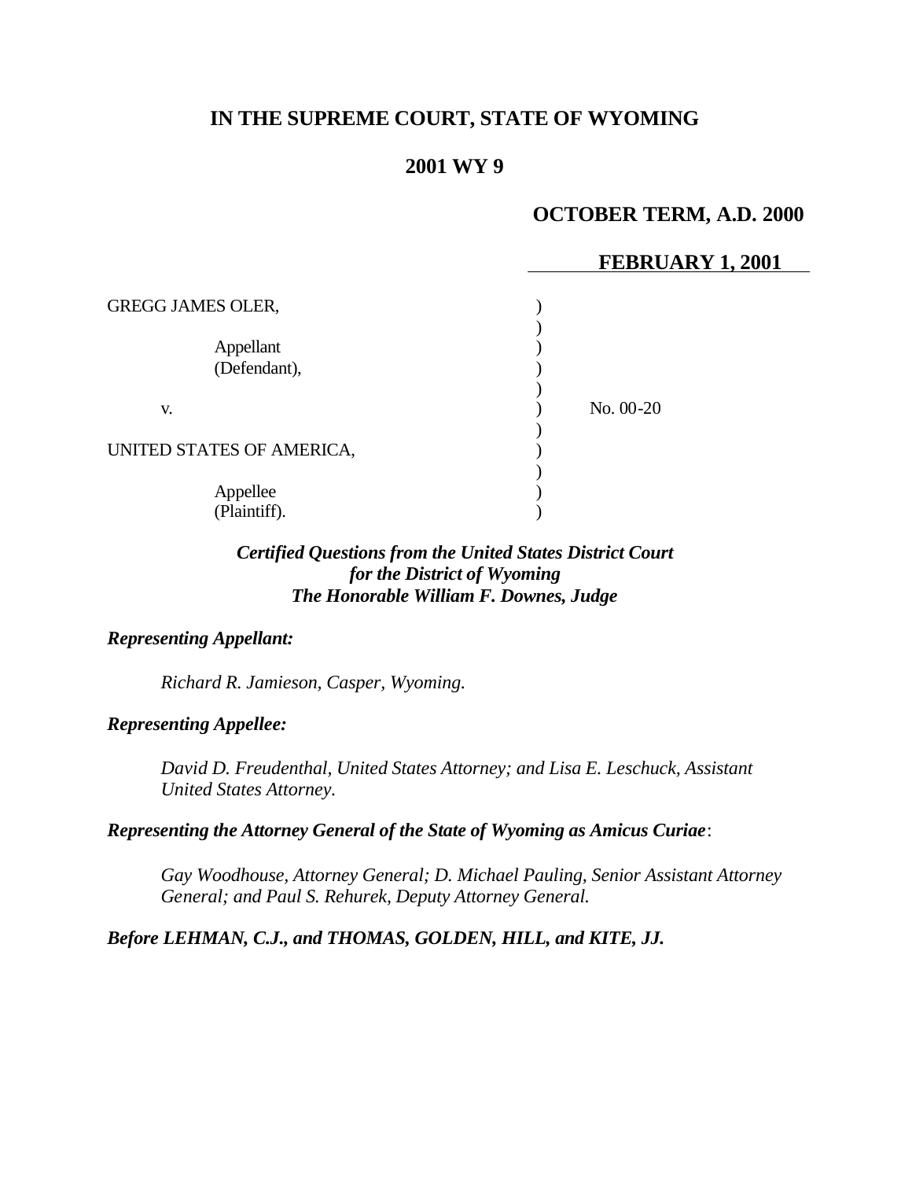# IN THE SUPREME COURT, STATE OF WYOMING

## 2001 WY 9

**OCTOBER TERM, A.D. 2000**

**FEBRUARY 1, 2001**

| | | |
|---|---|---|
| GREGG JAMES OLER, | ) | |
| | ) | |
| Appellant | ) | |
| (Defendant), | ) | |
| | ) | |
| v. | ) | No. 00-20 |
| | ) | |
| UNITED STATES OF AMERICA, | ) | |
| | ) | |
| Appellee | ) | |
| (Plaintiff). | ) | |

***Certified Questions from the United States District Court for the District of Wyoming***
***The Honorable William F. Downes, Judge***

***Representing Appellant:***

*Richard R. Jamieson, Casper, Wyoming.*

***Representing Appellee:***

*David D. Freudenthal, United States Attorney; and Lisa E. Leschuck, Assistant United States Attorney.*

***Representing the Attorney General of the State of Wyoming as Amicus Curiae*:**

*Gay Woodhouse, Attorney General; D. Michael Pauling, Senior Assistant Attorney General; and Paul S. Rehurek, Deputy Attorney General.*

***Before LEHMAN, C.J., and THOMAS, GOLDEN, HILL, and KITE, JJ.***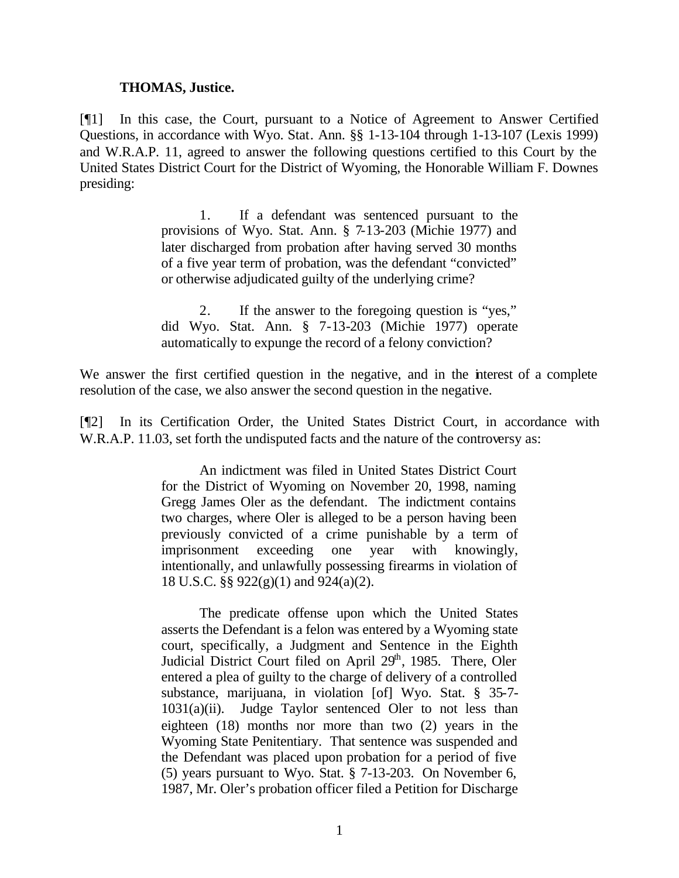**THOMAS, Justice.**

[¶1] In this case, the Court, pursuant to a Notice of Agreement to Answer Certified Questions, in accordance with Wyo. Stat. Ann. §§ 1-13-104 through 1-13-107 (Lexis 1999) and W.R.A.P. 11, agreed to answer the following questions certified to this Court by the United States District Court for the District of Wyoming, the Honorable William F. Downes presiding:

> 1. If a defendant was sentenced pursuant to the provisions of Wyo. Stat. Ann. § 7-13-203 (Michie 1977) and later discharged from probation after having served 30 months of a five year term of probation, was the defendant "convicted" or otherwise adjudicated guilty of the underlying crime?
>
> 2. If the answer to the foregoing question is "yes," did Wyo. Stat. Ann. § 7-13-203 (Michie 1977) operate automatically to expunge the record of a felony conviction?

We answer the first certified question in the negative, and in the interest of a complete resolution of the case, we also answer the second question in the negative.

[¶2] In its Certification Order, the United States District Court, in accordance with W.R.A.P. 11.03, set forth the undisputed facts and the nature of the controversy as:

> An indictment was filed in United States District Court for the District of Wyoming on November 20, 1998, naming Gregg James Oler as the defendant. The indictment contains two charges, where Oler is alleged to be a person having been previously convicted of a crime punishable by a term of imprisonment exceeding one year with knowingly, intentionally, and unlawfully possessing firearms in violation of 18 U.S.C. §§ 922(g)(1) and 924(a)(2).
>
> The predicate offense upon which the United States asserts the Defendant is a felon was entered by a Wyoming state court, specifically, a Judgment and Sentence in the Eighth Judicial District Court filed on April 29th, 1985. There, Oler entered a plea of guilty to the charge of delivery of a controlled substance, marijuana, in violation [of] Wyo. Stat. § 35-7-1031(a)(ii). Judge Taylor sentenced Oler to not less than eighteen (18) months nor more than two (2) years in the Wyoming State Penitentiary. That sentence was suspended and the Defendant was placed upon probation for a period of five (5) years pursuant to Wyo. Stat. § 7-13-203. On November 6, 1987, Mr. Oler's probation officer filed a Petition for Discharge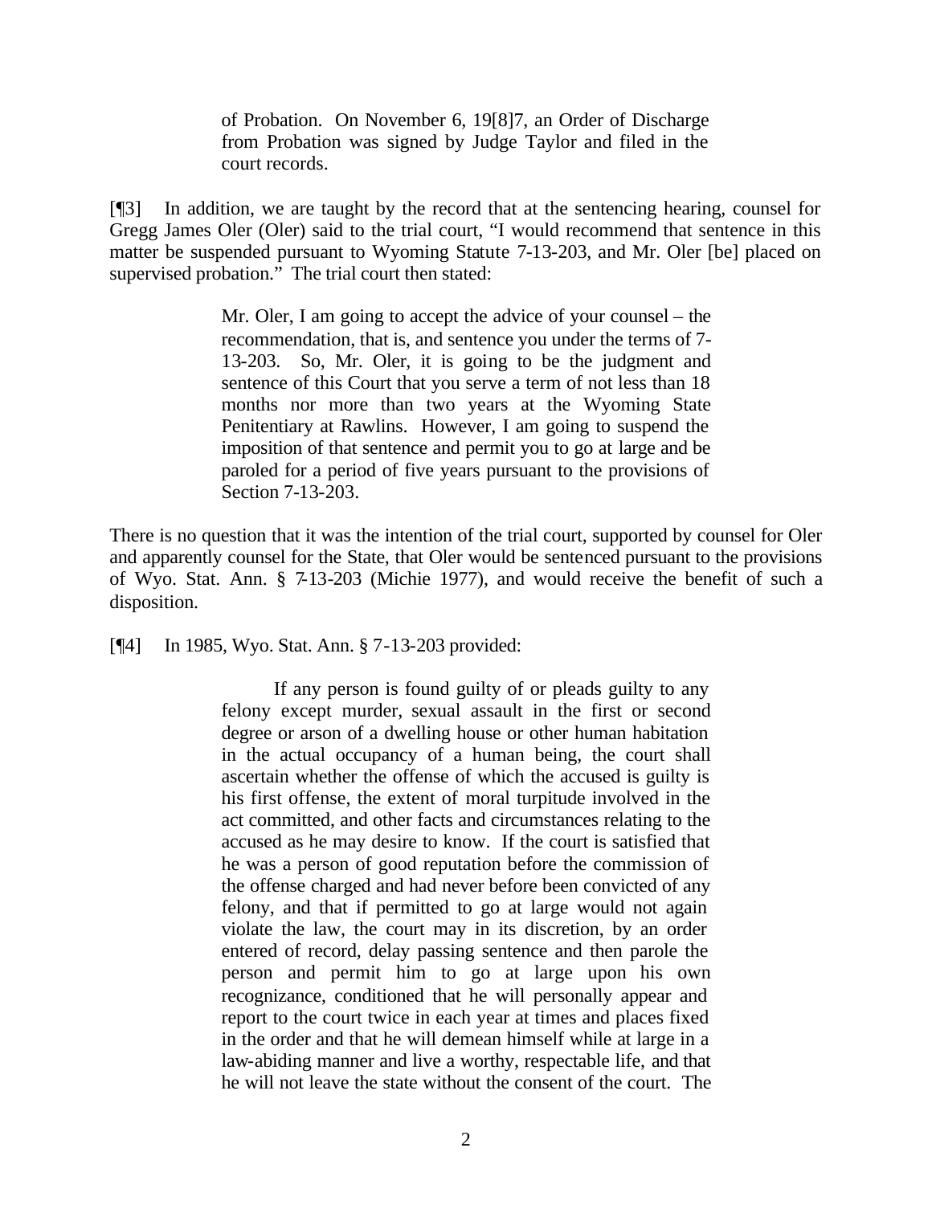> of Probation. On November 6, 19[8]7, an Order of Discharge from Probation was signed by Judge Taylor and filed in the court records.

[¶3] In addition, we are taught by the record that at the sentencing hearing, counsel for Gregg James Oler (Oler) said to the trial court, "I would recommend that sentence in this matter be suspended pursuant to Wyoming Statute 7-13-203, and Mr. Oler [be] placed on supervised probation." The trial court then stated:

> Mr. Oler, I am going to accept the advice of your counsel – the recommendation, that is, and sentence you under the terms of 7-13-203. So, Mr. Oler, it is going to be the judgment and sentence of this Court that you serve a term of not less than 18 months nor more than two years at the Wyoming State Penitentiary at Rawlins. However, I am going to suspend the imposition of that sentence and permit you to go at large and be paroled for a period of five years pursuant to the provisions of Section 7-13-203.

There is no question that it was the intention of the trial court, supported by counsel for Oler and apparently counsel for the State, that Oler would be sentenced pursuant to the provisions of Wyo. Stat. Ann. § 7-13-203 (Michie 1977), and would receive the benefit of such a disposition.

[¶4] In 1985, Wyo. Stat. Ann. § 7-13-203 provided:

> If any person is found guilty of or pleads guilty to any felony except murder, sexual assault in the first or second degree or arson of a dwelling house or other human habitation in the actual occupancy of a human being, the court shall ascertain whether the offense of which the accused is guilty is his first offense, the extent of moral turpitude involved in the act committed, and other facts and circumstances relating to the accused as he may desire to know. If the court is satisfied that he was a person of good reputation before the commission of the offense charged and had never before been convicted of any felony, and that if permitted to go at large would not again violate the law, the court may in its discretion, by an order entered of record, delay passing sentence and then parole the person and permit him to go at large upon his own recognizance, conditioned that he will personally appear and report to the court twice in each year at times and places fixed in the order and that he will demean himself while at large in a law-abiding manner and live a worthy, respectable life, and that he will not leave the state without the consent of the court. The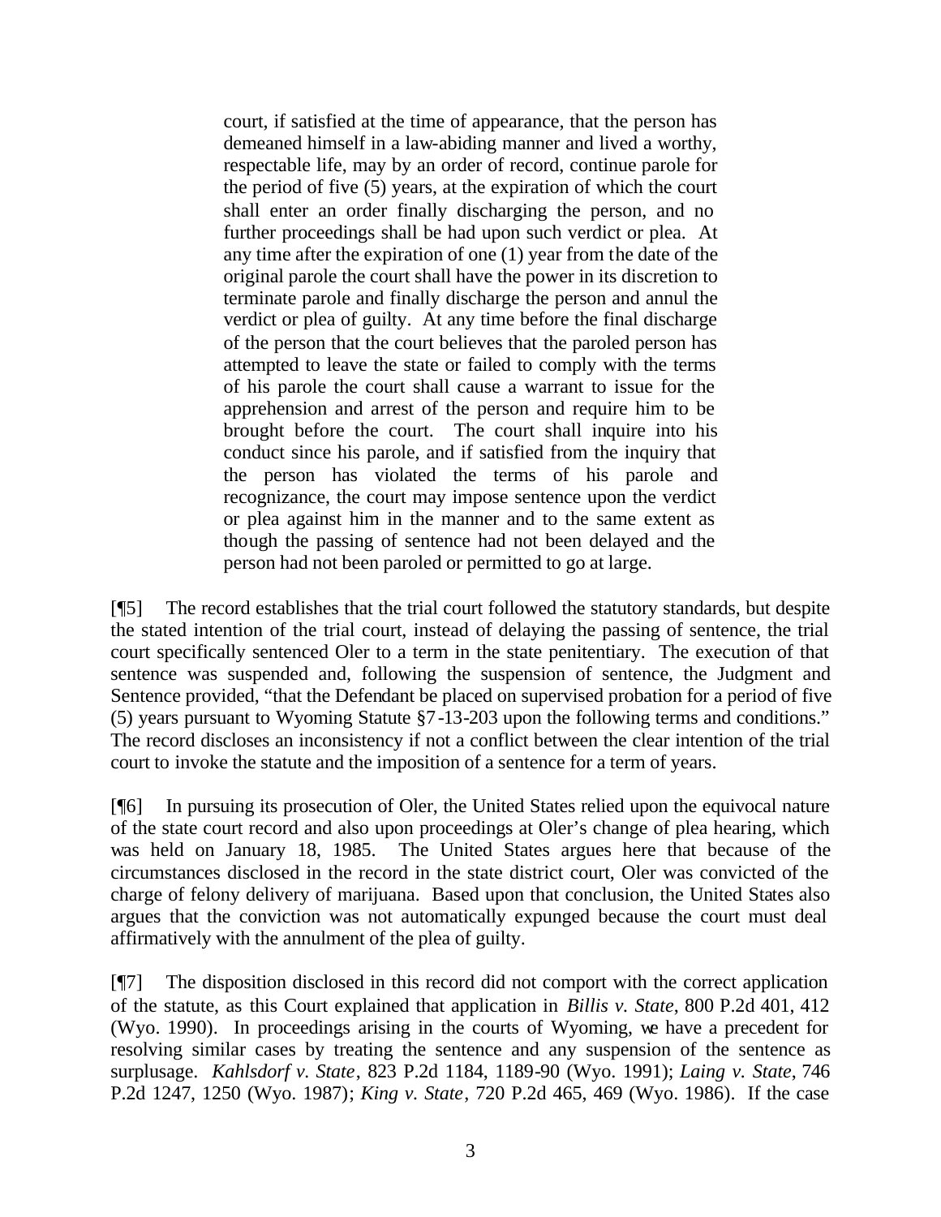> court, if satisfied at the time of appearance, that the person has demeaned himself in a law-abiding manner and lived a worthy, respectable life, may by an order of record, continue parole for the period of five (5) years, at the expiration of which the court shall enter an order finally discharging the person, and no further proceedings shall be had upon such verdict or plea. At any time after the expiration of one (1) year from the date of the original parole the court shall have the power in its discretion to terminate parole and finally discharge the person and annul the verdict or plea of guilty. At any time before the final discharge of the person that the court believes that the paroled person has attempted to leave the state or failed to comply with the terms of his parole the court shall cause a warrant to issue for the apprehension and arrest of the person and require him to be brought before the court. The court shall inquire into his conduct since his parole, and if satisfied from the inquiry that the person has violated the terms of his parole and recognizance, the court may impose sentence upon the verdict or plea against him in the manner and to the same extent as though the passing of sentence had not been delayed and the person had not been paroled or permitted to go at large.

[¶5] The record establishes that the trial court followed the statutory standards, but despite the stated intention of the trial court, instead of delaying the passing of sentence, the trial court specifically sentenced Oler to a term in the state penitentiary. The execution of that sentence was suspended and, following the suspension of sentence, the Judgment and Sentence provided, "that the Defendant be placed on supervised probation for a period of five (5) years pursuant to Wyoming Statute §7-13-203 upon the following terms and conditions." The record discloses an inconsistency if not a conflict between the clear intention of the trial court to invoke the statute and the imposition of a sentence for a term of years.

[¶6] In pursuing its prosecution of Oler, the United States relied upon the equivocal nature of the state court record and also upon proceedings at Oler's change of plea hearing, which was held on January 18, 1985. The United States argues here that because of the circumstances disclosed in the record in the state district court, Oler was convicted of the charge of felony delivery of marijuana. Based upon that conclusion, the United States also argues that the conviction was not automatically expunged because the court must deal affirmatively with the annulment of the plea of guilty.

[¶7] The disposition disclosed in this record did not comport with the correct application of the statute, as this Court explained that application in *Billis v. State*, 800 P.2d 401, 412 (Wyo. 1990). In proceedings arising in the courts of Wyoming, we have a precedent for resolving similar cases by treating the sentence and any suspension of the sentence as surplusage. *Kahlsdorf v. State*, 823 P.2d 1184, 1189-90 (Wyo. 1991); *Laing v. State*, 746 P.2d 1247, 1250 (Wyo. 1987); *King v. State*, 720 P.2d 465, 469 (Wyo. 1986). If the case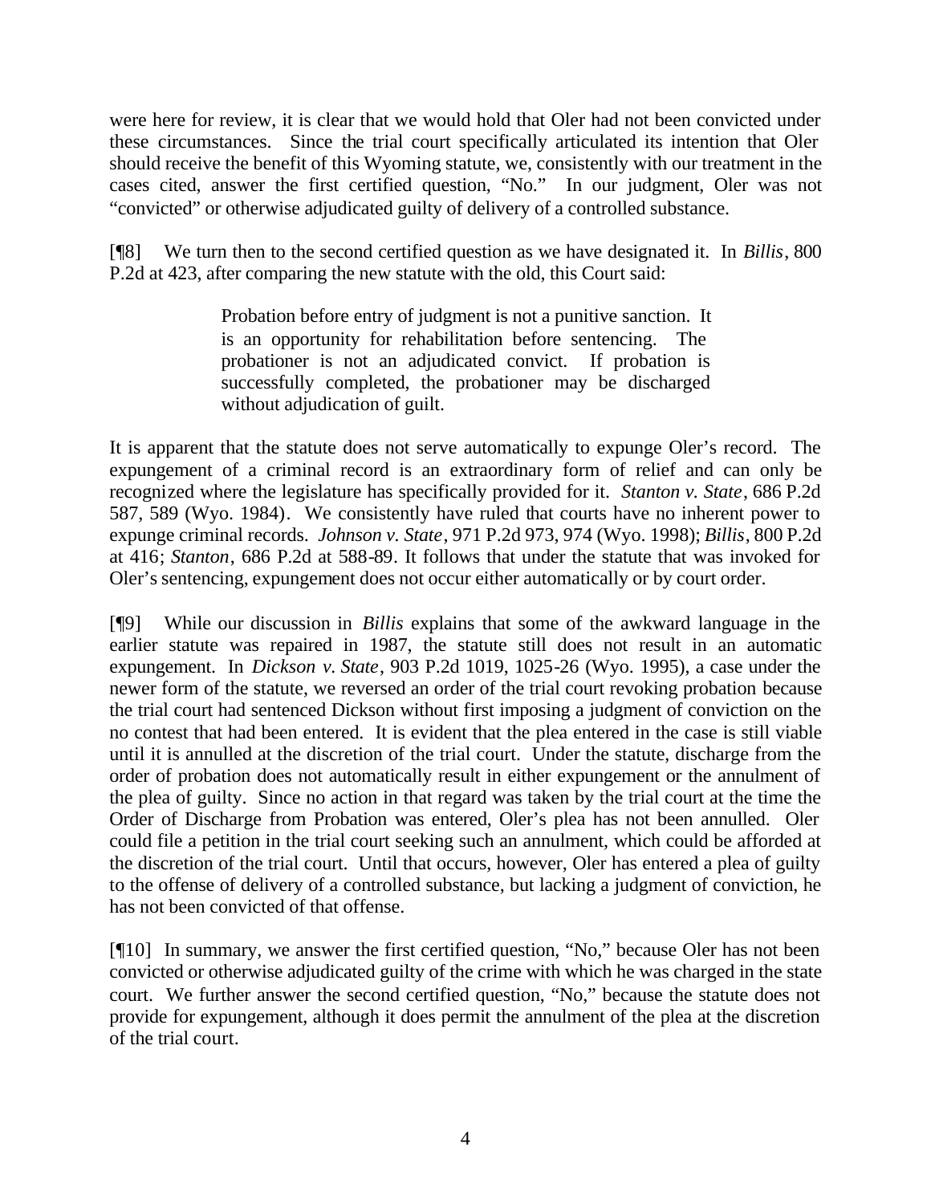were here for review, it is clear that we would hold that Oler had not been convicted under these circumstances. Since the trial court specifically articulated its intention that Oler should receive the benefit of this Wyoming statute, we, consistently with our treatment in the cases cited, answer the first certified question, "No." In our judgment, Oler was not "convicted" or otherwise adjudicated guilty of delivery of a controlled substance.

[¶8] We turn then to the second certified question as we have designated it. In *Billis*, 800 P.2d at 423, after comparing the new statute with the old, this Court said:

> Probation before entry of judgment is not a punitive sanction. It is an opportunity for rehabilitation before sentencing. The probationer is not an adjudicated convict. If probation is successfully completed, the probationer may be discharged without adjudication of guilt.

It is apparent that the statute does not serve automatically to expunge Oler's record. The expungement of a criminal record is an extraordinary form of relief and can only be recognized where the legislature has specifically provided for it. *Stanton v. State*, 686 P.2d 587, 589 (Wyo. 1984). We consistently have ruled that courts have no inherent power to expunge criminal records. *Johnson v. State*, 971 P.2d 973, 974 (Wyo. 1998); *Billis*, 800 P.2d at 416; *Stanton*, 686 P.2d at 588-89. It follows that under the statute that was invoked for Oler's sentencing, expungement does not occur either automatically or by court order.

[¶9] While our discussion in *Billis* explains that some of the awkward language in the earlier statute was repaired in 1987, the statute still does not result in an automatic expungement. In *Dickson v. State*, 903 P.2d 1019, 1025-26 (Wyo. 1995), a case under the newer form of the statute, we reversed an order of the trial court revoking probation because the trial court had sentenced Dickson without first imposing a judgment of conviction on the no contest that had been entered. It is evident that the plea entered in the case is still viable until it is annulled at the discretion of the trial court. Under the statute, discharge from the order of probation does not automatically result in either expungement or the annulment of the plea of guilty. Since no action in that regard was taken by the trial court at the time the Order of Discharge from Probation was entered, Oler's plea has not been annulled. Oler could file a petition in the trial court seeking such an annulment, which could be afforded at the discretion of the trial court. Until that occurs, however, Oler has entered a plea of guilty to the offense of delivery of a controlled substance, but lacking a judgment of conviction, he has not been convicted of that offense.

[¶10] In summary, we answer the first certified question, "No," because Oler has not been convicted or otherwise adjudicated guilty of the crime with which he was charged in the state court. We further answer the second certified question, "No," because the statute does not provide for expungement, although it does permit the annulment of the plea at the discretion of the trial court.